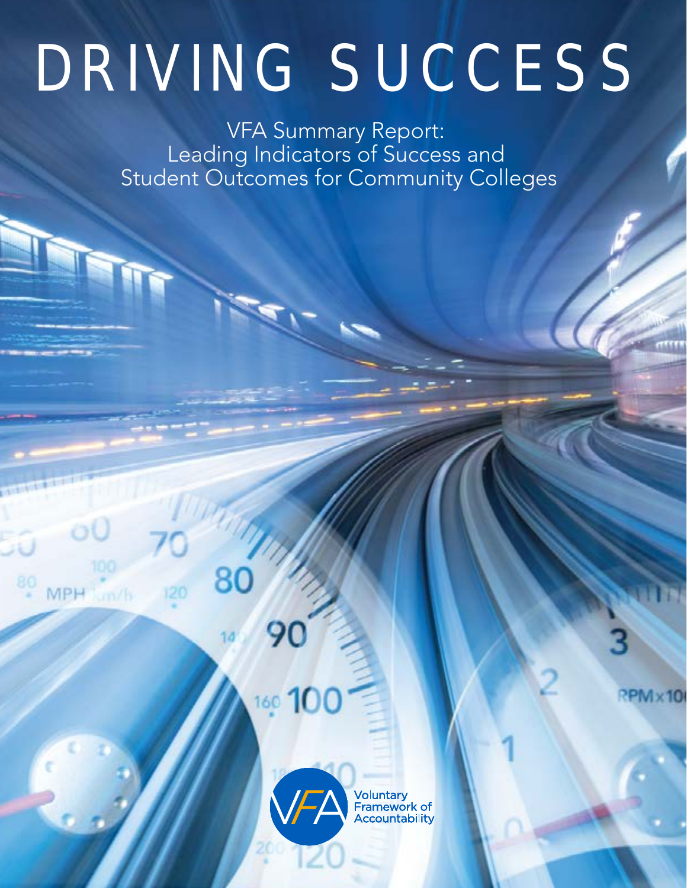# DRIVING SUCCESS

VFA Summary Report:
Leading Indicators of Success and
Student Outcomes for Community Colleges

VFA Voluntary Framework of Accountability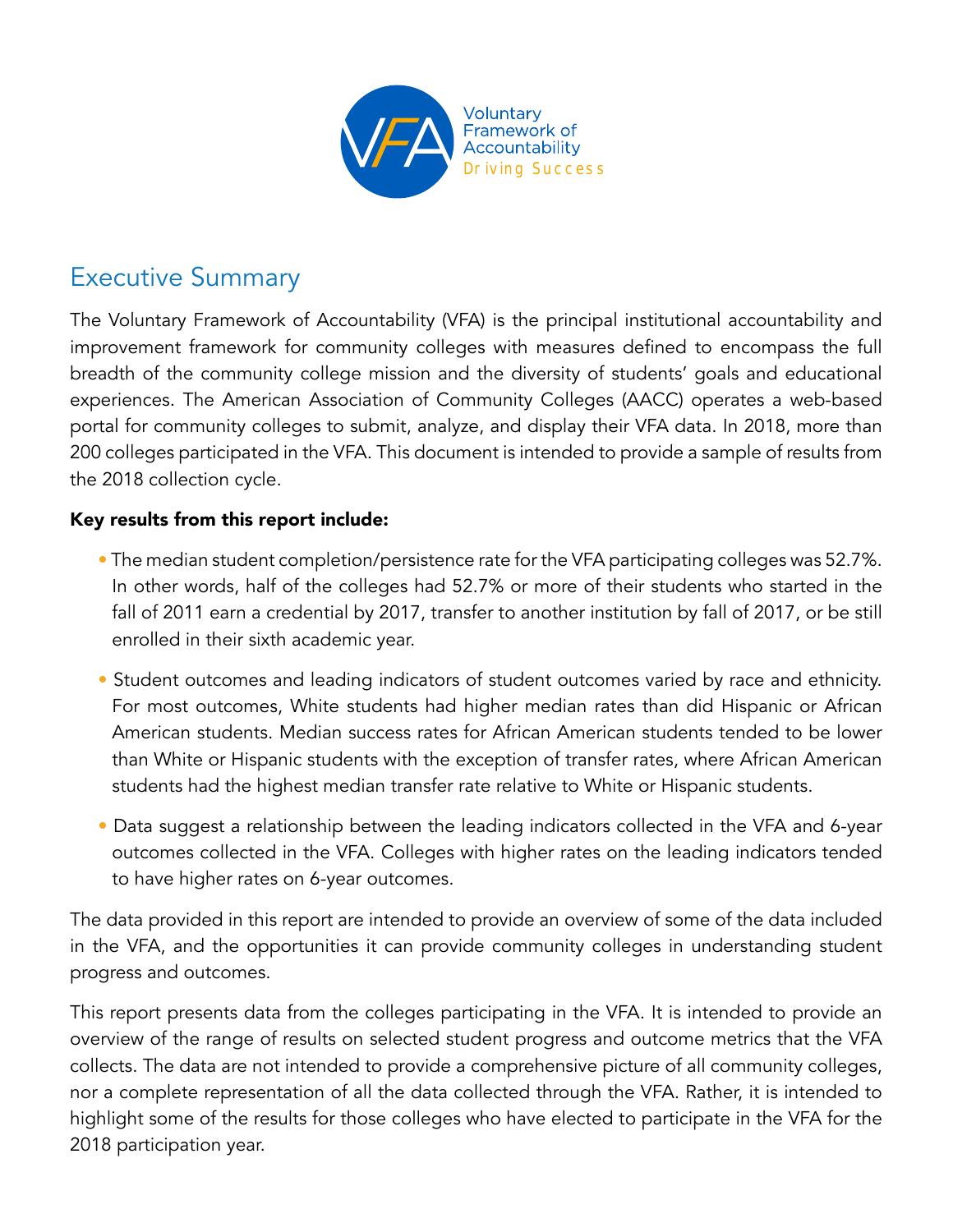Voluntary Framework of Accountability
Driving Success

## Executive Summary

The Voluntary Framework of Accountability (VFA) is the principal institutional accountability and improvement framework for community colleges with measures defined to encompass the full breadth of the community college mission and the diversity of students' goals and educational experiences. The American Association of Community Colleges (AACC) operates a web-based portal for community colleges to submit, analyze, and display their VFA data. In 2018, more than 200 colleges participated in the VFA. This document is intended to provide a sample of results from the 2018 collection cycle.

**Key results from this report include:**

- The median student completion/persistence rate for the VFA participating colleges was 52.7%. In other words, half of the colleges had 52.7% or more of their students who started in the fall of 2011 earn a credential by 2017, transfer to another institution by fall of 2017, or be still enrolled in their sixth academic year.
- Student outcomes and leading indicators of student outcomes varied by race and ethnicity. For most outcomes, White students had higher median rates than did Hispanic or African American students. Median success rates for African American students tended to be lower than White or Hispanic students with the exception of transfer rates, where African American students had the highest median transfer rate relative to White or Hispanic students.
- Data suggest a relationship between the leading indicators collected in the VFA and 6-year outcomes collected in the VFA. Colleges with higher rates on the leading indicators tended to have higher rates on 6-year outcomes.

The data provided in this report are intended to provide an overview of some of the data included in the VFA, and the opportunities it can provide community colleges in understanding student progress and outcomes.

This report presents data from the colleges participating in the VFA. It is intended to provide an overview of the range of results on selected student progress and outcome metrics that the VFA collects. The data are not intended to provide a comprehensive picture of all community colleges, nor a complete representation of all the data collected through the VFA. Rather, it is intended to highlight some of the results for those colleges who have elected to participate in the VFA for the 2018 participation year.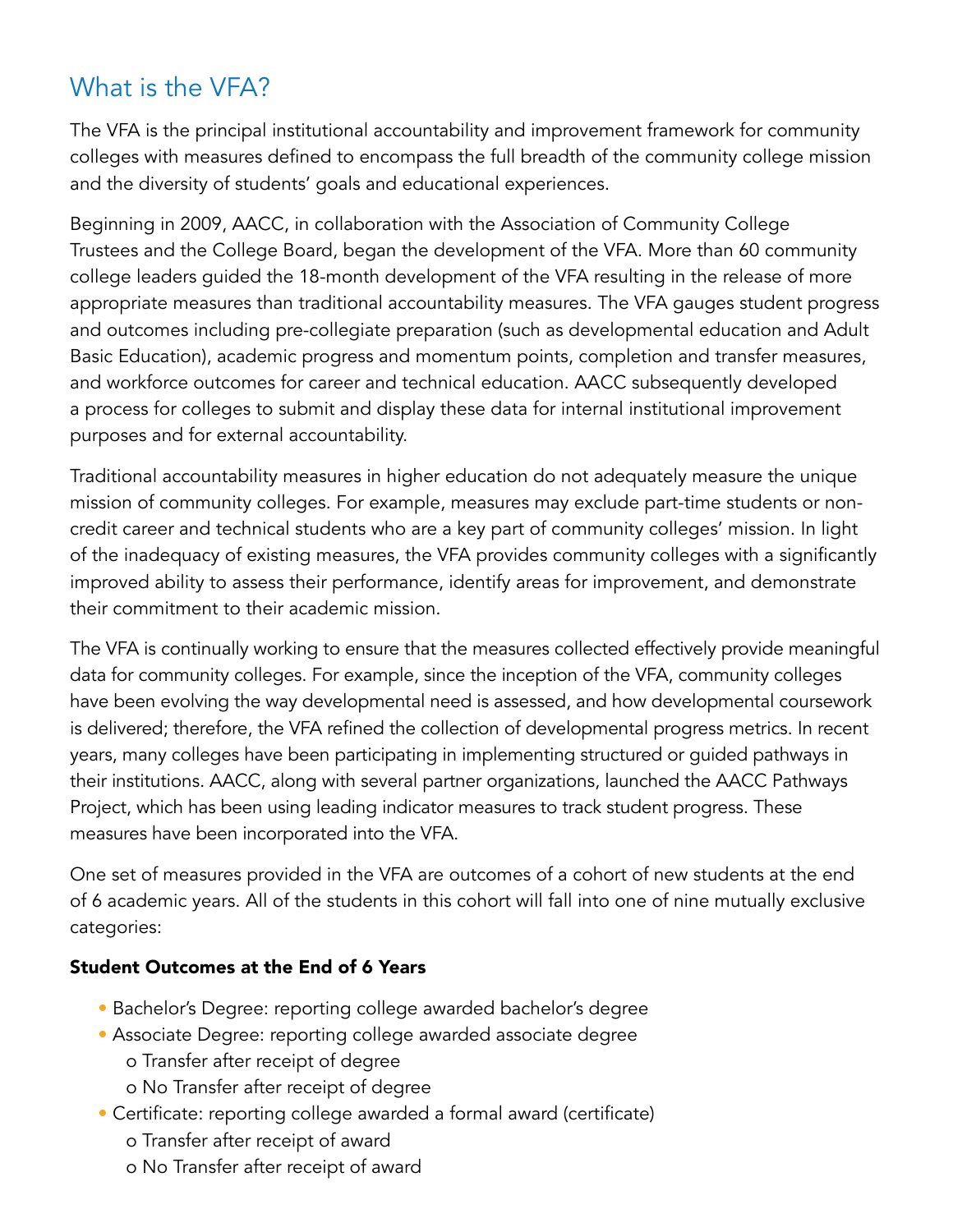## What is the VFA?

The VFA is the principal institutional accountability and improvement framework for community colleges with measures defined to encompass the full breadth of the community college mission and the diversity of students' goals and educational experiences.

Beginning in 2009, AACC, in collaboration with the Association of Community College Trustees and the College Board, began the development of the VFA. More than 60 community college leaders guided the 18-month development of the VFA resulting in the release of more appropriate measures than traditional accountability measures. The VFA gauges student progress and outcomes including pre-collegiate preparation (such as developmental education and Adult Basic Education), academic progress and momentum points, completion and transfer measures, and workforce outcomes for career and technical education. AACC subsequently developed a process for colleges to submit and display these data for internal institutional improvement purposes and for external accountability.

Traditional accountability measures in higher education do not adequately measure the unique mission of community colleges. For example, measures may exclude part-time students or non-credit career and technical students who are a key part of community colleges' mission. In light of the inadequacy of existing measures, the VFA provides community colleges with a significantly improved ability to assess their performance, identify areas for improvement, and demonstrate their commitment to their academic mission.

The VFA is continually working to ensure that the measures collected effectively provide meaningful data for community colleges. For example, since the inception of the VFA, community colleges have been evolving the way developmental need is assessed, and how developmental coursework is delivered; therefore, the VFA refined the collection of developmental progress metrics. In recent years, many colleges have been participating in implementing structured or guided pathways in their institutions. AACC, along with several partner organizations, launched the AACC Pathways Project, which has been using leading indicator measures to track student progress. These measures have been incorporated into the VFA.

One set of measures provided in the VFA are outcomes of a cohort of new students at the end of 6 academic years. All of the students in this cohort will fall into one of nine mutually exclusive categories:

**Student Outcomes at the End of 6 Years**

- Bachelor's Degree: reporting college awarded bachelor's degree
- Associate Degree: reporting college awarded associate degree
  - Transfer after receipt of degree
  - No Transfer after receipt of degree
- Certificate: reporting college awarded a formal award (certificate)
  - Transfer after receipt of award
  - No Transfer after receipt of award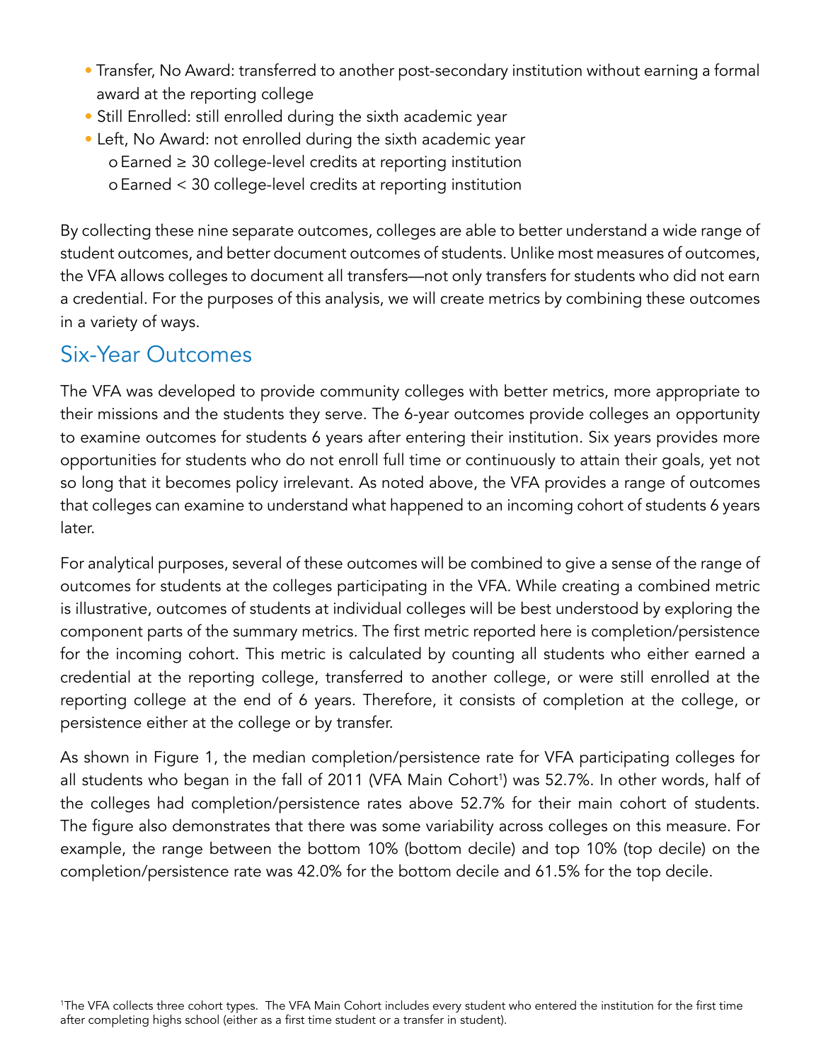- Transfer, No Award: transferred to another post-secondary institution without earning a formal award at the reporting college
- Still Enrolled: still enrolled during the sixth academic year
- Left, No Award: not enrolled during the sixth academic year
  - Earned ≥ 30 college-level credits at reporting institution
  - Earned < 30 college-level credits at reporting institution

By collecting these nine separate outcomes, colleges are able to better understand a wide range of student outcomes, and better document outcomes of students. Unlike most measures of outcomes, the VFA allows colleges to document all transfers—not only transfers for students who did not earn a credential. For the purposes of this analysis, we will create metrics by combining these outcomes in a variety of ways.

## Six-Year Outcomes

The VFA was developed to provide community colleges with better metrics, more appropriate to their missions and the students they serve. The 6-year outcomes provide colleges an opportunity to examine outcomes for students 6 years after entering their institution. Six years provides more opportunities for students who do not enroll full time or continuously to attain their goals, yet not so long that it becomes policy irrelevant. As noted above, the VFA provides a range of outcomes that colleges can examine to understand what happened to an incoming cohort of students 6 years later.

For analytical purposes, several of these outcomes will be combined to give a sense of the range of outcomes for students at the colleges participating in the VFA. While creating a combined metric is illustrative, outcomes of students at individual colleges will be best understood by exploring the component parts of the summary metrics. The first metric reported here is completion/persistence for the incoming cohort. This metric is calculated by counting all students who either earned a credential at the reporting college, transferred to another college, or were still enrolled at the reporting college at the end of 6 years. Therefore, it consists of completion at the college, or persistence either at the college or by transfer.

As shown in Figure 1, the median completion/persistence rate for VFA participating colleges for all students who began in the fall of 2011 (VFA Main Cohort[1]) was 52.7%. In other words, half of the colleges had completion/persistence rates above 52.7% for their main cohort of students. The figure also demonstrates that there was some variability across colleges on this measure. For example, the range between the bottom 10% (bottom decile) and top 10% (top decile) on the completion/persistence rate was 42.0% for the bottom decile and 61.5% for the top decile.

[1]The VFA collects three cohort types. The VFA Main Cohort includes every student who entered the institution for the first time after completing highs school (either as a first time student or a transfer in student).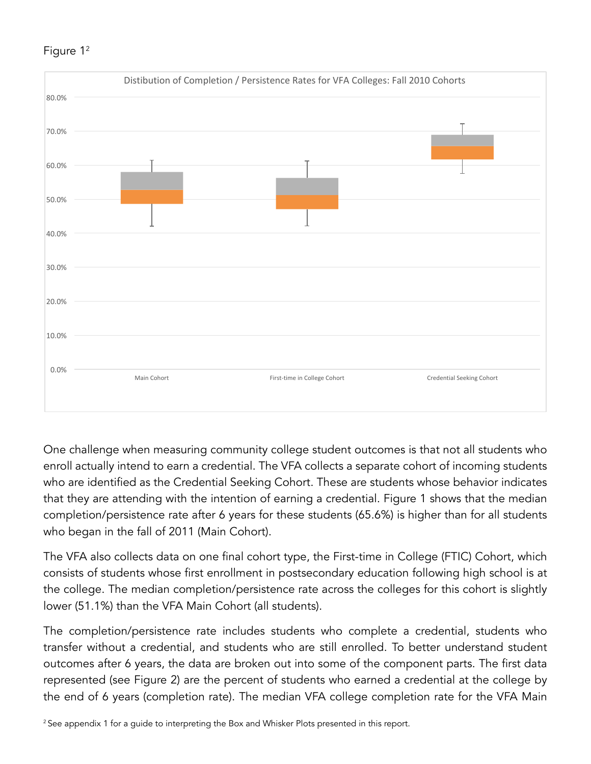Figure 1[2]

Distibution of Completion / Persistence Rates for VFA Colleges: Fall 2010 Cohorts

80.0%
70.0%
60.0%
50.0%
40.0%
30.0%
20.0%
10.0%
0.0%

Main Cohort
First-time in College Cohort
Credential Seeking Cohort

One challenge when measuring community college student outcomes is that not all students who enroll actually intend to earn a credential. The VFA collects a separate cohort of incoming students who are identified as the Credential Seeking Cohort. These are students whose behavior indicates that they are attending with the intention of earning a credential. Figure 1 shows that the median completion/persistence rate after 6 years for these students (65.6%) is higher than for all students who began in the fall of 2011 (Main Cohort).

The VFA also collects data on one final cohort type, the First-time in College (FTIC) Cohort, which consists of students whose first enrollment in postsecondary education following high school is at the college. The median completion/persistence rate across the colleges for this cohort is slightly lower (51.1%) than the VFA Main Cohort (all students).

The completion/persistence rate includes students who complete a credential, students who transfer without a credential, and students who are still enrolled. To better understand student outcomes after 6 years, the data are broken out into some of the component parts. The first data represented (see Figure 2) are the percent of students who earned a credential at the college by the end of 6 years (completion rate). The median VFA college completion rate for the VFA Main

[2] See appendix 1 for a guide to interpreting the Box and Whisker Plots presented in this report.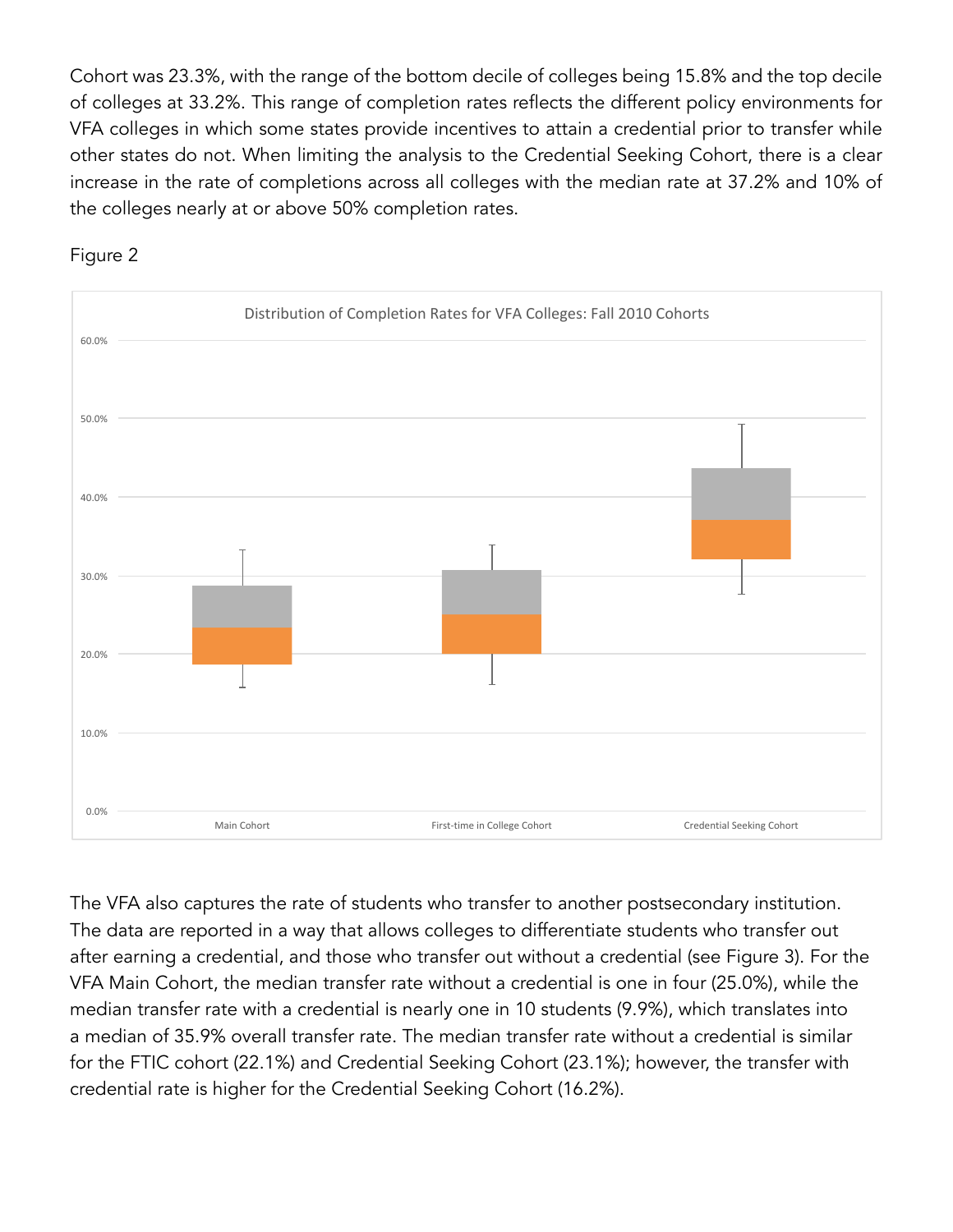Cohort was 23.3%, with the range of the bottom decile of colleges being 15.8% and the top decile of colleges at 33.2%. This range of completion rates reflects the different policy environments for VFA colleges in which some states provide incentives to attain a credential prior to transfer while other states do not. When limiting the analysis to the Credential Seeking Cohort, there is a clear increase in the rate of completions across all colleges with the median rate at 37.2% and 10% of the colleges nearly at or above 50% completion rates.

Figure 2

Distribution of Completion Rates for VFA Colleges: Fall 2010 Cohorts

60.0%
50.0%
40.0%
30.0%
20.0%
10.0%
0.0%

Main Cohort
First-time in College Cohort
Credential Seeking Cohort

The VFA also captures the rate of students who transfer to another postsecondary institution. The data are reported in a way that allows colleges to differentiate students who transfer out after earning a credential, and those who transfer out without a credential (see Figure 3). For the VFA Main Cohort, the median transfer rate without a credential is one in four (25.0%), while the median transfer rate with a credential is nearly one in 10 students (9.9%), which translates into a median of 35.9% overall transfer rate. The median transfer rate without a credential is similar for the FTIC cohort (22.1%) and Credential Seeking Cohort (23.1%); however, the transfer with credential rate is higher for the Credential Seeking Cohort (16.2%).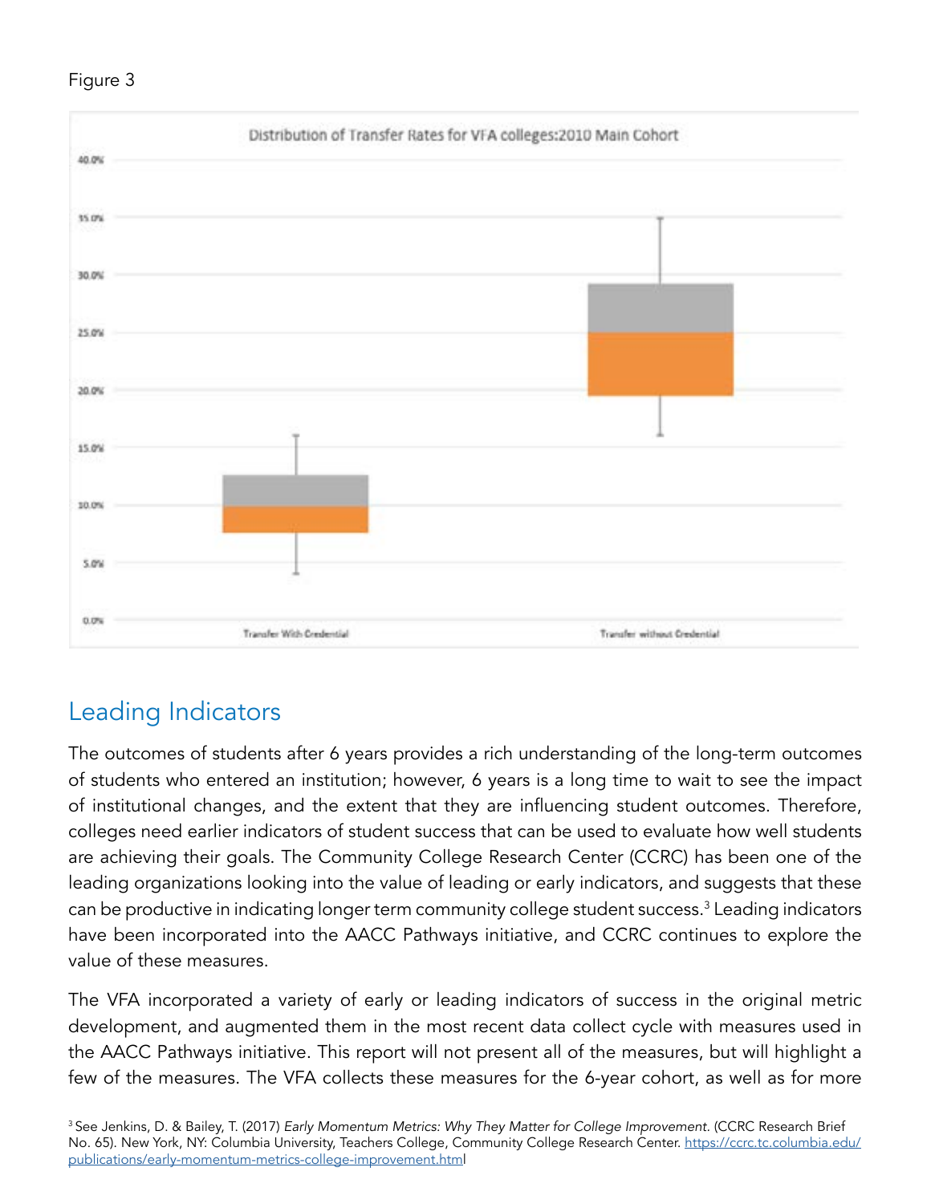Figure 3

Distribution of Transfer Rates for VFA colleges:2010 Main Cohort

40.0%
35.0%
30.0%
25.0%
20.0%
15.0%
10.0%
5.0%
0.0%

Transfer With Credential

Transfer without Credential

## Leading Indicators

The outcomes of students after 6 years provides a rich understanding of the long-term outcomes of students who entered an institution; however, 6 years is a long time to wait to see the impact of institutional changes, and the extent that they are influencing student outcomes. Therefore, colleges need earlier indicators of student success that can be used to evaluate how well students are achieving their goals. The Community College Research Center (CCRC) has been one of the leading organizations looking into the value of leading or early indicators, and suggests that these can be productive in indicating longer term community college student success.[3] Leading indicators have been incorporated into the AACC Pathways initiative, and CCRC continues to explore the value of these measures.

The VFA incorporated a variety of early or leading indicators of success in the original metric development, and augmented them in the most recent data collect cycle with measures used in the AACC Pathways initiative. This report will not present all of the measures, but will highlight a few of the measures. The VFA collects these measures for the 6-year cohort, as well as for more

[3] See Jenkins, D. & Bailey, T. (2017) *Early Momentum Metrics: Why They Matter for College Improvement.* (CCRC Research Brief No. 65). New York, NY: Columbia University, Teachers College, Community College Research Center. https://ccrc.tc.columbia.edu/publications/early-momentum-metrics-college-improvement.html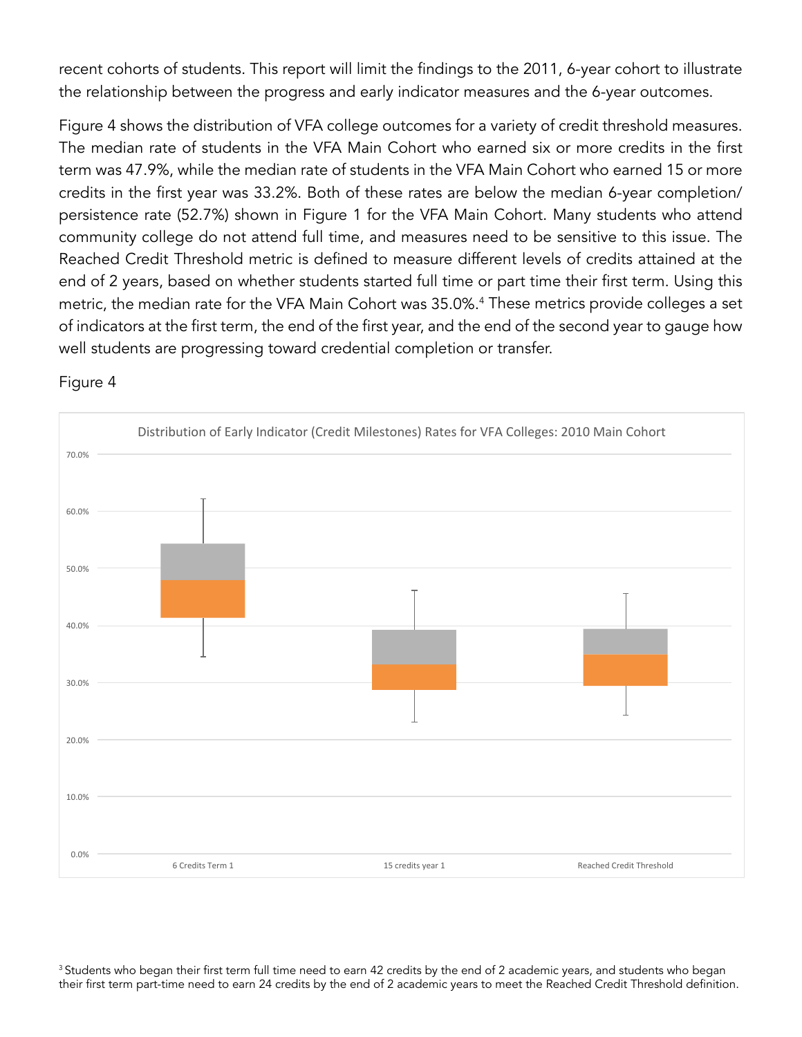recent cohorts of students. This report will limit the findings to the 2011, 6-year cohort to illustrate the relationship between the progress and early indicator measures and the 6-year outcomes.

Figure 4 shows the distribution of VFA college outcomes for a variety of credit threshold measures. The median rate of students in the VFA Main Cohort who earned six or more credits in the first term was 47.9%, while the median rate of students in the VFA Main Cohort who earned 15 or more credits in the first year was 33.2%. Both of these rates are below the median 6-year completion/persistence rate (52.7%) shown in Figure 1 for the VFA Main Cohort. Many students who attend community college do not attend full time, and measures need to be sensitive to this issue. The Reached Credit Threshold metric is defined to measure different levels of credits attained at the end of 2 years, based on whether students started full time or part time their first term. Using this metric, the median rate for the VFA Main Cohort was 35.0%.[4] These metrics provide colleges a set of indicators at the first term, the end of the first year, and the end of the second year to gauge how well students are progressing toward credential completion or transfer.

Figure 4

Distribution of Early Indicator (Credit Milestones) Rates for VFA Colleges: 2010 Main Cohort

70.0%
60.0%
50.0%
40.0%
30.0%
20.0%
10.0%
0.0%

6 Credits Term 1
15 credits year 1
Reached Credit Threshold

[3] Students who began their first term full time need to earn 42 credits by the end of 2 academic years, and students who began their first term part-time need to earn 24 credits by the end of 2 academic years to meet the Reached Credit Threshold definition.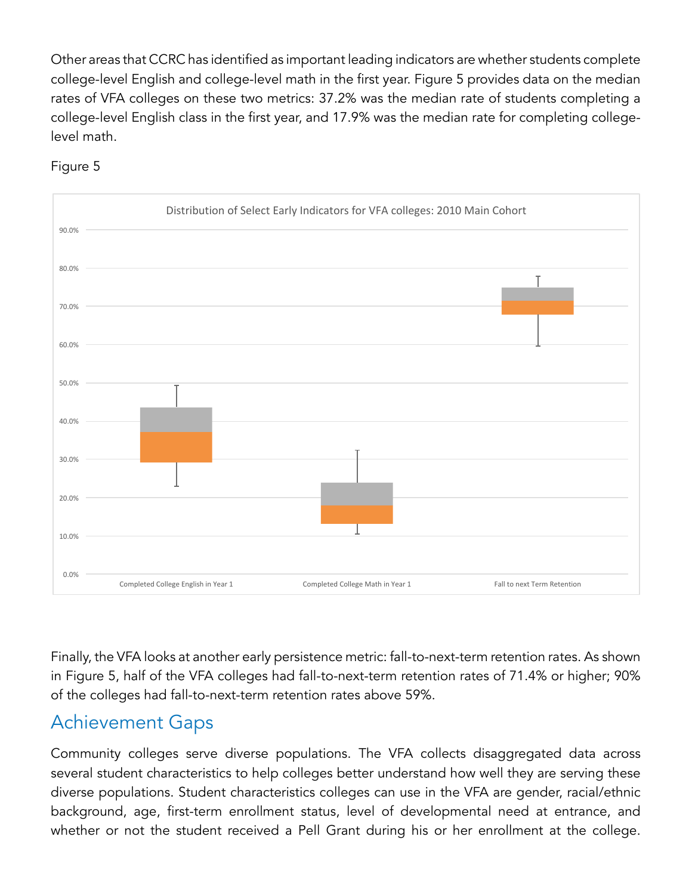Other areas that CCRC has identified as important leading indicators are whether students complete college-level English and college-level math in the first year. Figure 5 provides data on the median rates of VFA colleges on these two metrics: 37.2% was the median rate of students completing a college-level English class in the first year, and 17.9% was the median rate for completing college-level math.

Figure 5

Distribution of Select Early Indicators for VFA colleges: 2010 Main Cohort

90.0%
80.0%
70.0%
60.0%
50.0%
40.0%
30.0%
20.0%
10.0%
0.0%

Completed College English in Year 1
Completed College Math in Year 1
Fall to next Term Retention

Finally, the VFA looks at another early persistence metric: fall-to-next-term retention rates. As shown in Figure 5, half of the VFA colleges had fall-to-next-term retention rates of 71.4% or higher; 90% of the colleges had fall-to-next-term retention rates above 59%.

## Achievement Gaps

Community colleges serve diverse populations. The VFA collects disaggregated data across several student characteristics to help colleges better understand how well they are serving these diverse populations. Student characteristics colleges can use in the VFA are gender, racial/ethnic background, age, first-term enrollment status, level of developmental need at entrance, and whether or not the student received a Pell Grant during his or her enrollment at the college.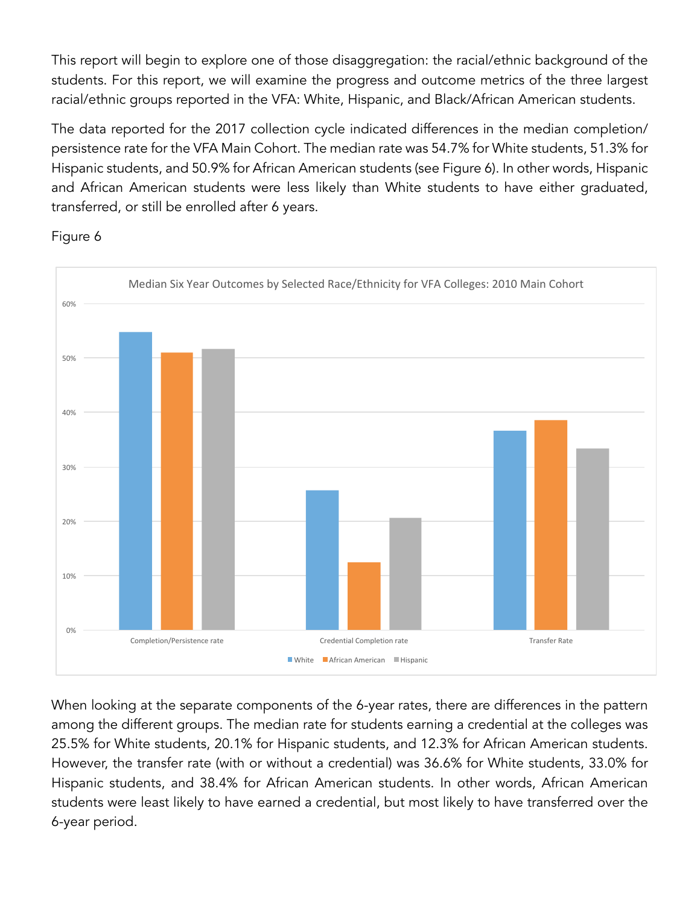This report will begin to explore one of those disaggregation: the racial/ethnic background of the students. For this report, we will examine the progress and outcome metrics of the three largest racial/ethnic groups reported in the VFA: White, Hispanic, and Black/African American students.

The data reported for the 2017 collection cycle indicated differences in the median completion/persistence rate for the VFA Main Cohort. The median rate was 54.7% for White students, 51.3% for Hispanic students, and 50.9% for African American students (see Figure 6). In other words, Hispanic and African American students were less likely than White students to have either graduated, transferred, or still be enrolled after 6 years.

Figure 6

Median Six Year Outcomes by Selected Race/Ethnicity for VFA Colleges: 2010 Main Cohort

60%
50%
40%
30%
20%
10%
0%

Completion/Persistence rate
Credential Completion rate
Transfer Rate

White
African American
Hispanic

When looking at the separate components of the 6-year rates, there are differences in the pattern among the different groups. The median rate for students earning a credential at the colleges was 25.5% for White students, 20.1% for Hispanic students, and 12.3% for African American students. However, the transfer rate (with or without a credential) was 36.6% for White students, 33.0% for Hispanic students, and 38.4% for African American students. In other words, African American students were least likely to have earned a credential, but most likely to have transferred over the 6-year period.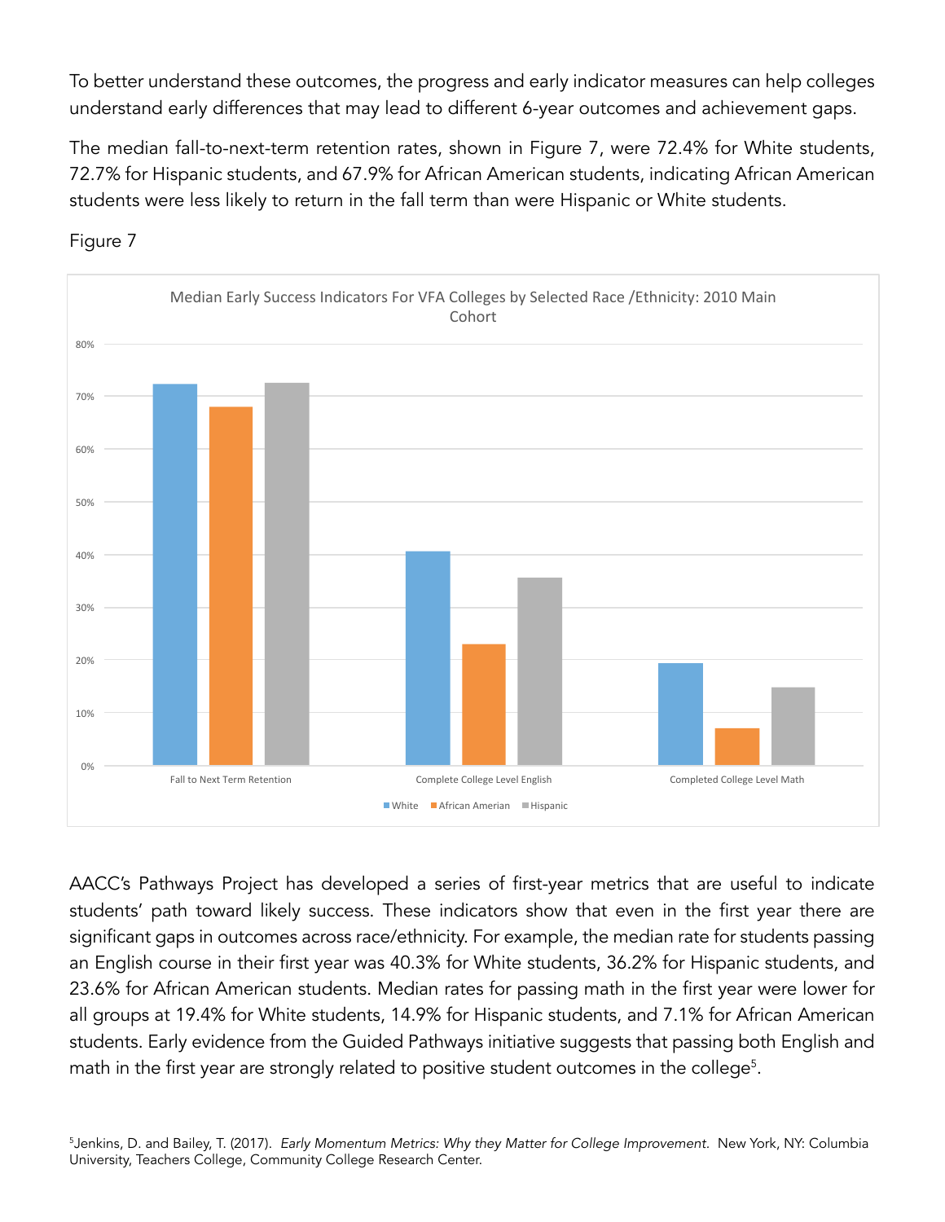To better understand these outcomes, the progress and early indicator measures can help colleges understand early differences that may lead to different 6-year outcomes and achievement gaps.

The median fall-to-next-term retention rates, shown in Figure 7, were 72.4% for White students, 72.7% for Hispanic students, and 67.9% for African American students, indicating African American students were less likely to return in the fall term than were Hispanic or White students.

Figure 7

Median Early Success Indicators For VFA Colleges by Selected Race /Ethnicity: 2010 Main Cohort

80%
70%
60%
50%
40%
30%
20%
10%
0%

Fall to Next Term Retention
Complete College Level English
Completed College Level Math

White
African Amerian
Hispanic

AACC's Pathways Project has developed a series of first-year metrics that are useful to indicate students' path toward likely success. These indicators show that even in the first year there are significant gaps in outcomes across race/ethnicity. For example, the median rate for students passing an English course in their first year was 40.3% for White students, 36.2% for Hispanic students, and 23.6% for African American students. Median rates for passing math in the first year were lower for all groups at 19.4% for White students, 14.9% for Hispanic students, and 7.1% for African American students. Early evidence from the Guided Pathways initiative suggests that passing both English and math in the first year are strongly related to positive student outcomes in the college[5].

[5]Jenkins, D. and Bailey, T. (2017). *Early Momentum Metrics: Why they Matter for College Improvement.* New York, NY: Columbia University, Teachers College, Community College Research Center.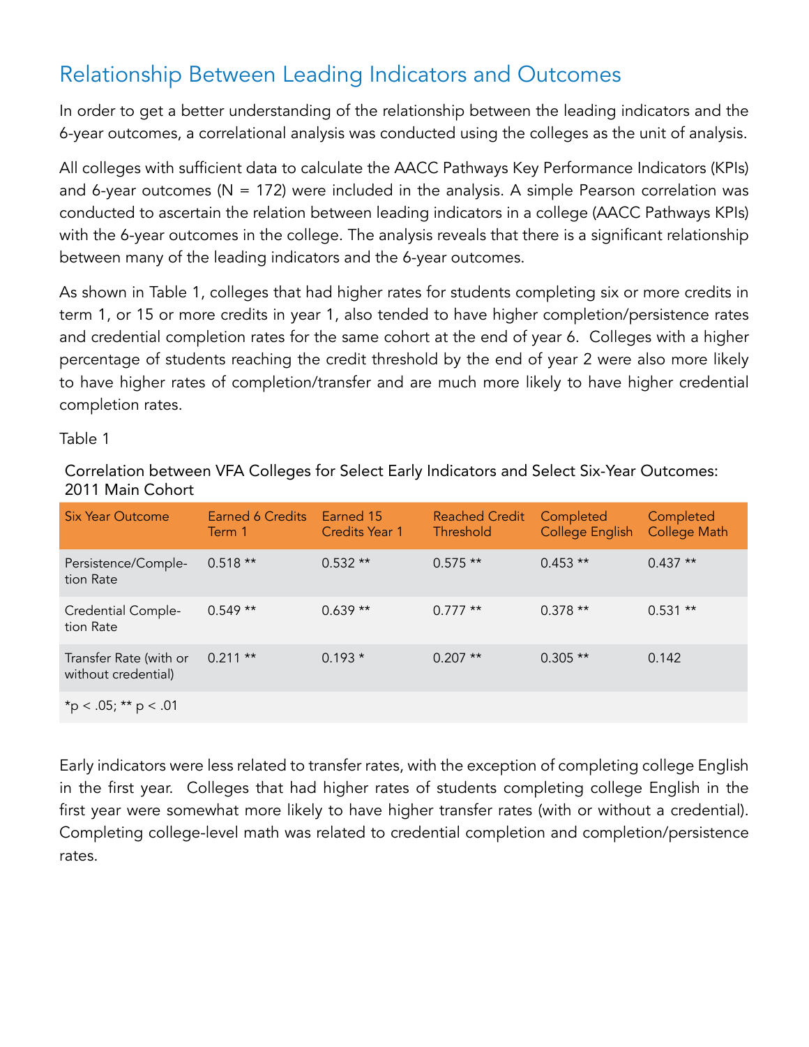# Relationship Between Leading Indicators and Outcomes

In order to get a better understanding of the relationship between the leading indicators and the 6-year outcomes, a correlational analysis was conducted using the colleges as the unit of analysis.

All colleges with sufficient data to calculate the AACC Pathways Key Performance Indicators (KPIs) and 6-year outcomes (N = 172) were included in the analysis. A simple Pearson correlation was conducted to ascertain the relation between leading indicators in a college (AACC Pathways KPIs) with the 6-year outcomes in the college. The analysis reveals that there is a significant relationship between many of the leading indicators and the 6-year outcomes.

As shown in Table 1, colleges that had higher rates for students completing six or more credits in term 1, or 15 or more credits in year 1, also tended to have higher completion/persistence rates and credential completion rates for the same cohort at the end of year 6. Colleges with a higher percentage of students reaching the credit threshold by the end of year 2 were also more likely to have higher rates of completion/transfer and are much more likely to have higher credential completion rates.

Table 1

Correlation between VFA Colleges for Select Early Indicators and Select Six-Year Outcomes: 2011 Main Cohort

| Six Year Outcome | Earned 6 Credits Term 1 | Earned 15 Credits Year 1 | Reached Credit Threshold | Completed College English | Completed College Math |
|---|---|---|---|---|---|
| Persistence/Completion Rate | 0.518 ** | 0.532 ** | 0.575 ** | 0.453 ** | 0.437 ** |
| Credential Completion Rate | 0.549 ** | 0.639 ** | 0.777 ** | 0.378 ** | 0.531 ** |
| Transfer Rate (with or without credential) | 0.211 ** | 0.193 * | 0.207 ** | 0.305 ** | 0.142 |
| *p < .05; ** p < .01 | | | | | |

Early indicators were less related to transfer rates, with the exception of completing college English in the first year. Colleges that had higher rates of students completing college English in the first year were somewhat more likely to have higher transfer rates (with or without a credential). Completing college-level math was related to credential completion and completion/persistence rates.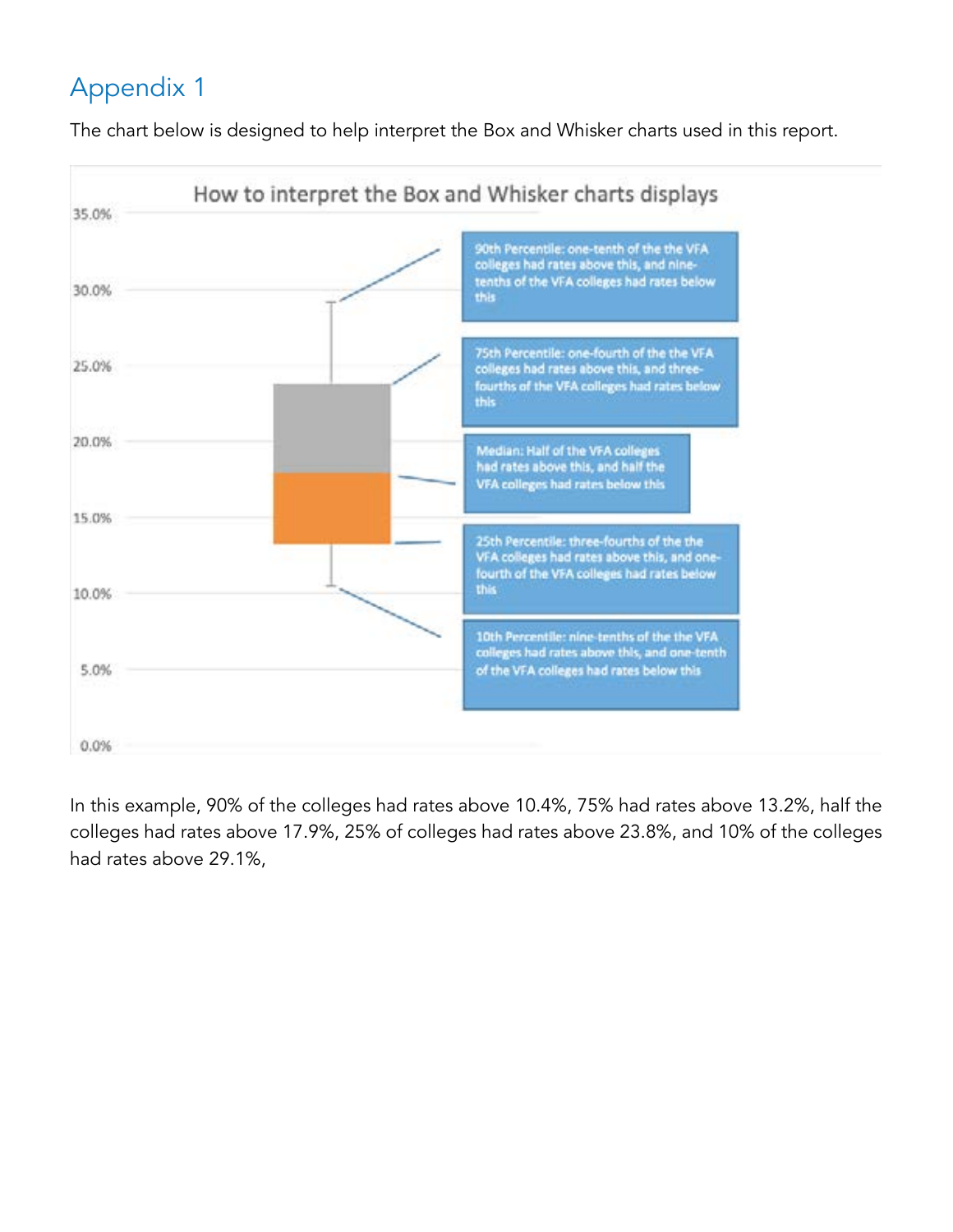# Appendix 1

The chart below is designed to help interpret the Box and Whisker charts used in this report.

How to interpret the Box and Whisker charts displays

35.0%
30.0%
25.0%
20.0%
15.0%
10.0%
5.0%
0.0%

90th Percentile: one-tenth of the the VFA colleges had rates above this, and nine-tenths of the VFA colleges had rates below this

75th Percentile: one-fourth of the the VFA colleges had rates above this, and three-fourths of the VFA colleges had rates below this

Median: Half of the VFA colleges had rates above this, and half the VFA colleges had rates below this

25th Percentile: three-fourths of the the VFA colleges had rates above this, and one-fourth of the VFA colleges had rates below this

10th Percentile: nine-tenths of the the VFA colleges had rates above this, and one-tenth of the VFA colleges had rates below this

In this example, 90% of the colleges had rates above 10.4%, 75% had rates above 13.2%, half the colleges had rates above 17.9%, 25% of colleges had rates above 23.8%, and 10% of the colleges had rates above 29.1%,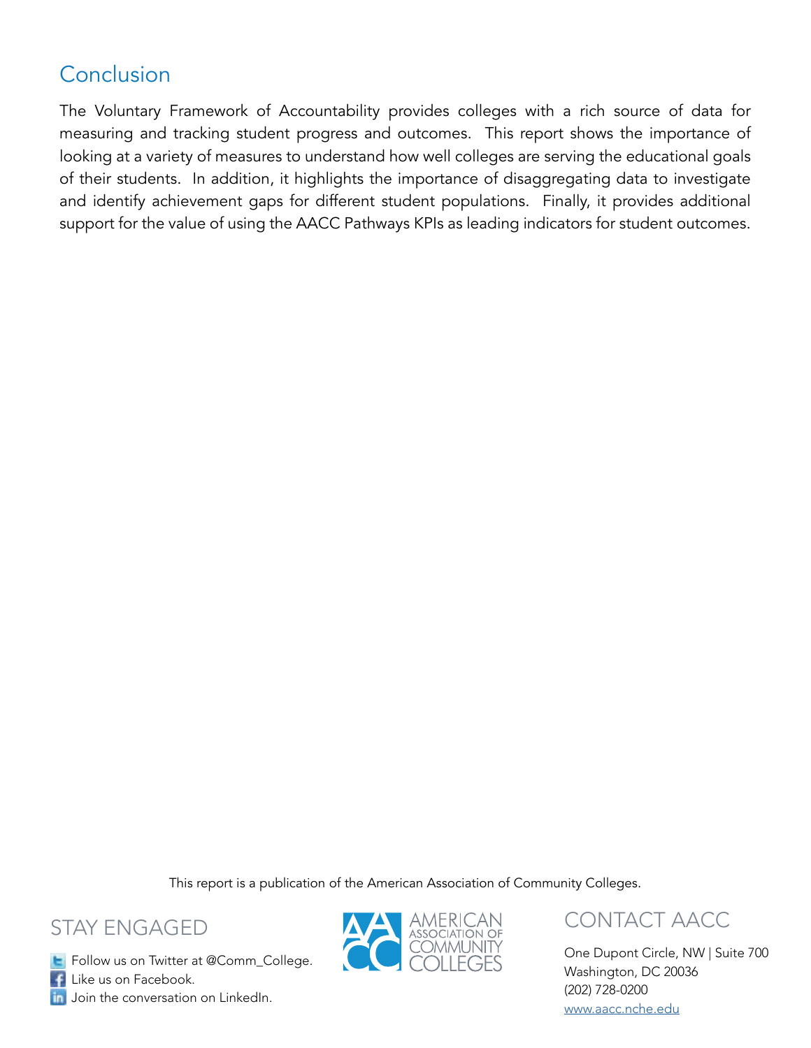## Conclusion

The Voluntary Framework of Accountability provides colleges with a rich source of data for measuring and tracking student progress and outcomes. This report shows the importance of looking at a variety of measures to understand how well colleges are serving the educational goals of their students. In addition, it highlights the importance of disaggregating data to investigate and identify achievement gaps for different student populations. Finally, it provides additional support for the value of using the AACC Pathways KPIs as leading indicators for student outcomes.

This report is a publication of the American Association of Community Colleges.

### STAY ENGAGED

- Follow us on Twitter at @Comm_College.
- Like us on Facebook.
- Join the conversation on LinkedIn.

AMERICAN ASSOCIATION OF COMMUNITY COLLEGES

### CONTACT AACC

One Dupont Circle, NW | Suite 700
Washington, DC 20036
(202) 728-0200
www.aacc.nche.edu